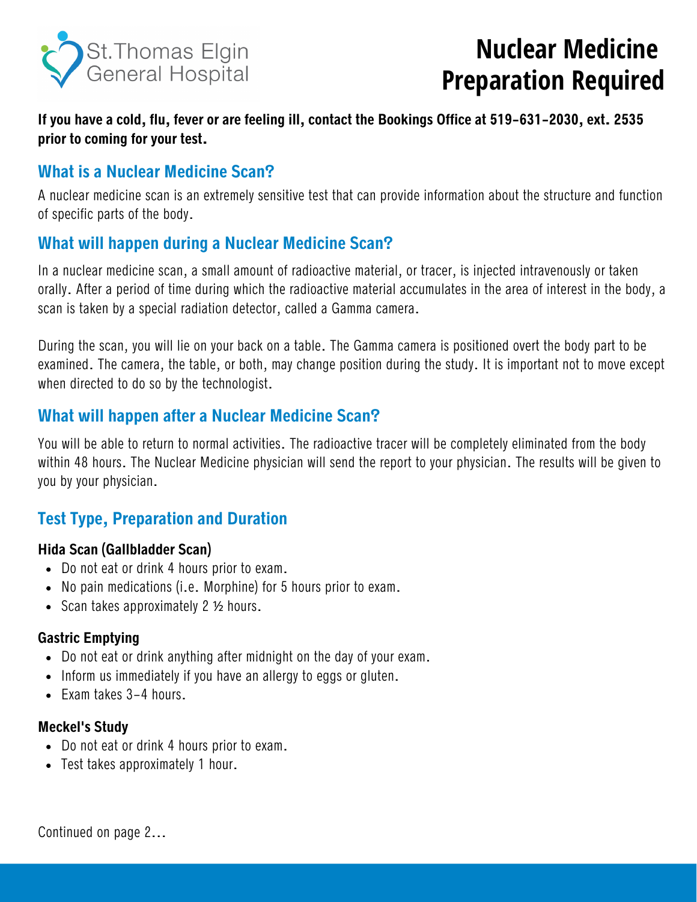St. Thomas Elgin General Hospital

# Nuclear Medicine Preparation Required

**If you have a cold, flu, fever or are feeling ill, contact the Bookings Office at 519-631-2030, ext. 2535 prior to coming for your test.**

## What is a Nuclear Medicine Scan?

A nuclear medicine scan is an extremely sensitive test that can provide information about the structure and function of specific parts of the body.

## What will happen during a Nuclear Medicine Scan?

In a nuclear medicine scan, a small amount of radioactive material, or tracer, is injected intravenously or taken orally. After a period of time during which the radioactive material accumulates in the area of interest in the body, a scan is taken by a special radiation detector, called a Gamma camera.

During the scan, you will lie on your back on a table. The Gamma camera is positioned overt the body part to be examined. The camera, the table, or both, may change position during the study. It is important not to move except when directed to do so by the technologist.

## What will happen after a Nuclear Medicine Scan?

You will be able to return to normal activities. The radioactive tracer will be completely eliminated from the body within 48 hours. The Nuclear Medicine physician will send the report to your physician. The results will be given to you by your physician.

## Test Type, Preparation and Duration

**Hida Scan (Gallbladder Scan)**

- Do not eat or drink 4 hours prior to exam.
- No pain medications (i.e. Morphine) for 5 hours prior to exam.
- Scan takes approximately 2 ½ hours.

**Gastric Emptying**

- Do not eat or drink anything after midnight on the day of your exam.
- Inform us immediately if you have an allergy to eggs or gluten.
- Exam takes 3–4 hours.

**Meckel's Study**

- Do not eat or drink 4 hours prior to exam.
- Test takes approximately 1 hour.

Continued on page 2...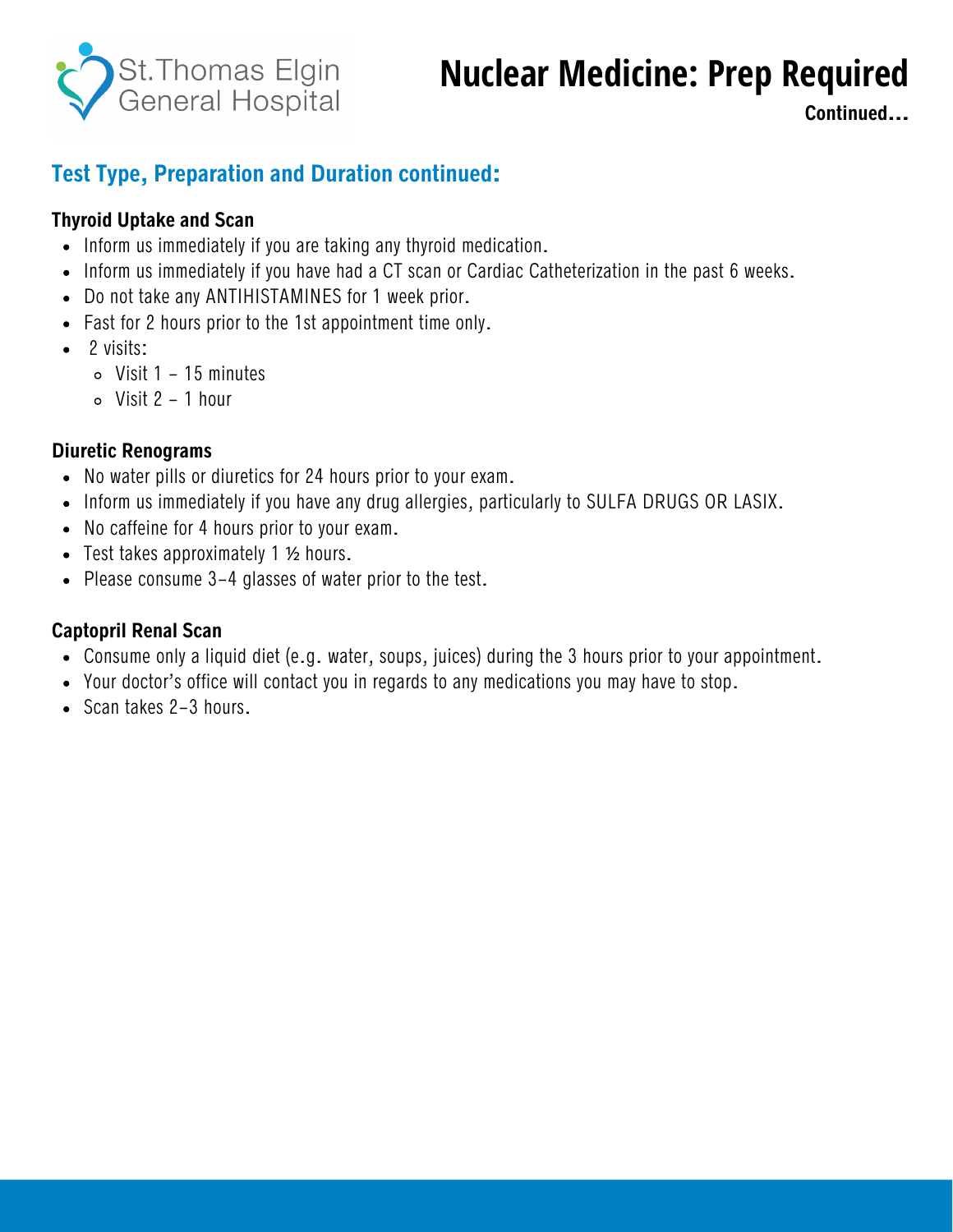# Nuclear Medicine: Prep Required

**Continued…**

## Test Type, Preparation and Duration continued:

### Thyroid Uptake and Scan

- Inform us immediately if you are taking any thyroid medication.
- Inform us immediately if you have had a CT scan or Cardiac Catheterization in the past 6 weeks.
- Do not take any ANTIHISTAMINES for 1 week prior.
- Fast for 2 hours prior to the 1st appointment time only.
- 2 visits:
  - Visit 1 – 15 minutes
  - Visit 2 – 1 hour

### Diuretic Renograms

- No water pills or diuretics for 24 hours prior to your exam.
- Inform us immediately if you have any drug allergies, particularly to SULFA DRUGS OR LASIX.
- No caffeine for 4 hours prior to your exam.
- Test takes approximately 1 ½ hours.
- Please consume 3–4 glasses of water prior to the test.

### Captopril Renal Scan

- Consume only a liquid diet (e.g. water, soups, juices) during the 3 hours prior to your appointment.
- Your doctor's office will contact you in regards to any medications you may have to stop.
- Scan takes 2–3 hours.